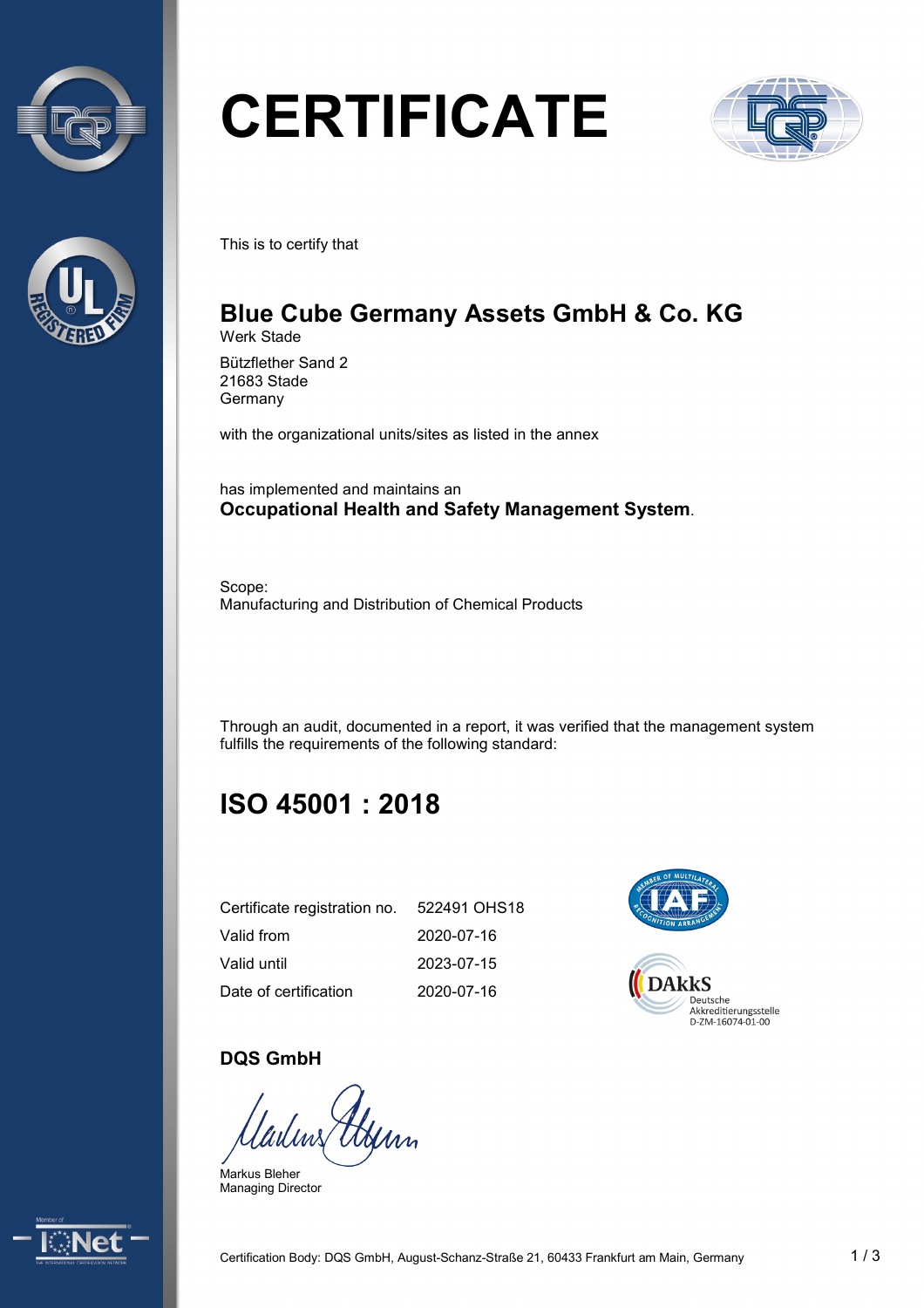# CERTIFICATE

This is to certify that

## Blue Cube Germany Assets GmbH & Co. KG

Werk Stade

Bützflether Sand 2
21683 Stade
Germany

with the organizational units/sites as listed in the annex

has implemented and maintains an
**Occupational Health and Safety Management System**.

Scope:
Manufacturing and Distribution of Chemical Products

Through an audit, documented in a report, it was verified that the management system fulfills the requirements of the following standard:

## ISO 45001 : 2018

| | |
|---|---|
| Certificate registration no. | 522491 OHS18 |
| Valid from | 2020-07-16 |
| Valid until | 2023-07-15 |
| Date of certification | 2020-07-16 |

DAkkS
Deutsche
Akkreditierungsstelle
D-ZM-16074-01-00

**DQS GmbH**

Markus Bleher
Managing Director

Certification Body: DQS GmbH, August-Schanz-Straße 21, 60433 Frankfurt am Main, Germany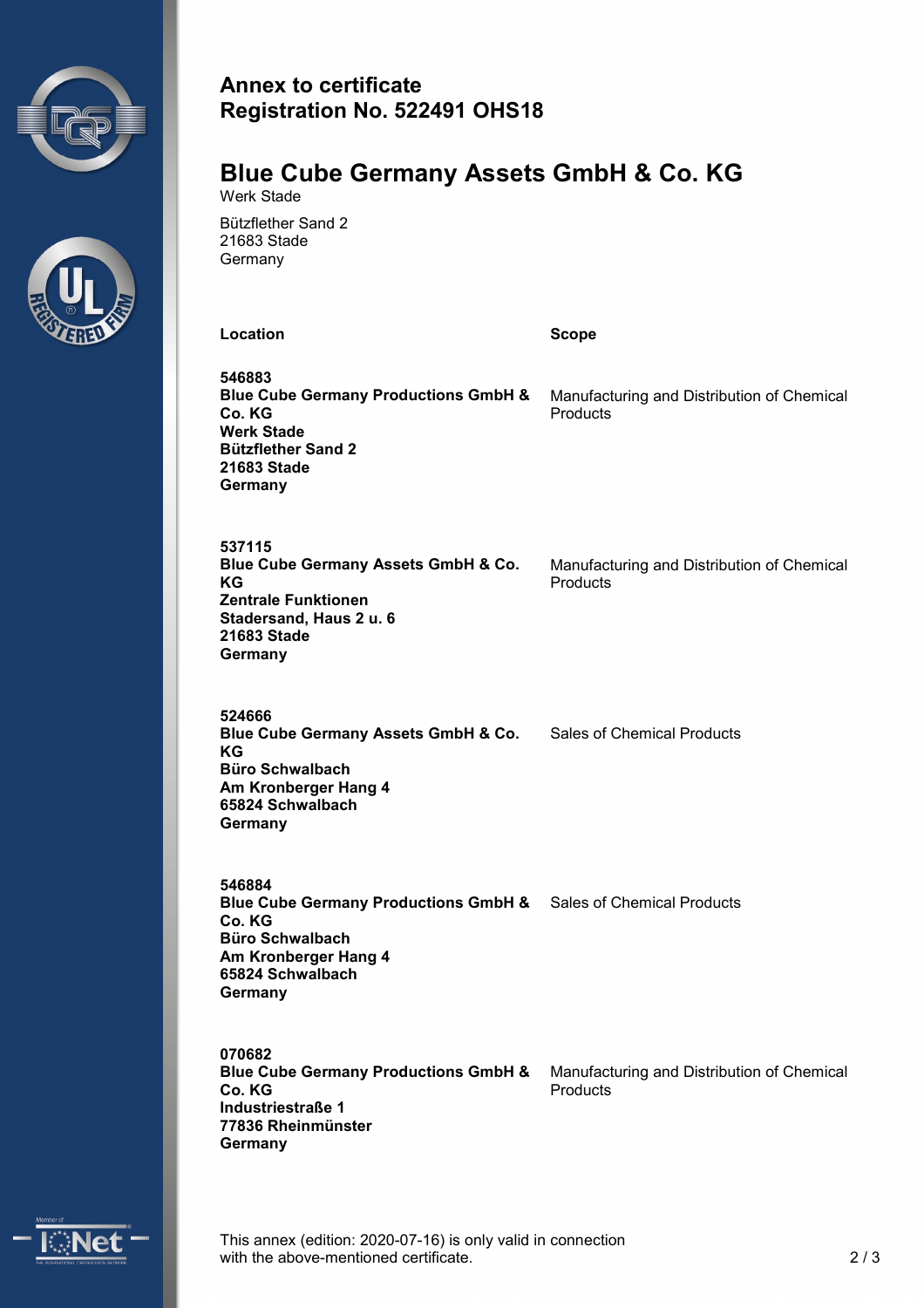**Annex to certificate**
**Registration No. 522491 OHS18**

# Blue Cube Germany Assets GmbH & Co. KG

Werk Stade

Bützflether Sand 2
21683 Stade
Germany

| Location | Scope |
|---|---|
| **546883**<br>**Blue Cube Germany Productions GmbH & Co. KG**<br>**Werk Stade**<br>**Bützflether Sand 2**<br>**21683 Stade**<br>**Germany** | Manufacturing and Distribution of Chemical Products |
| **537115**<br>**Blue Cube Germany Assets GmbH & Co. KG**<br>**Zentrale Funktionen**<br>**Stadersand, Haus 2 u. 6**<br>**21683 Stade**<br>**Germany** | Manufacturing and Distribution of Chemical Products |
| **524666**<br>**Blue Cube Germany Assets GmbH & Co. KG**<br>**Büro Schwalbach**<br>**Am Kronberger Hang 4**<br>**65824 Schwalbach**<br>**Germany** | Sales of Chemical Products |
| **546884**<br>**Blue Cube Germany Productions GmbH & Co. KG**<br>**Büro Schwalbach**<br>**Am Kronberger Hang 4**<br>**65824 Schwalbach**<br>**Germany** | Sales of Chemical Products |
| **070682**<br>**Blue Cube Germany Productions GmbH & Co. KG**<br>**Industriestraße 1**<br>**77836 Rheinmünster**<br>**Germany** | Manufacturing and Distribution of Chemical Products |

This annex (edition: 2020-07-16) is only valid in connection with the above-mentioned certificate.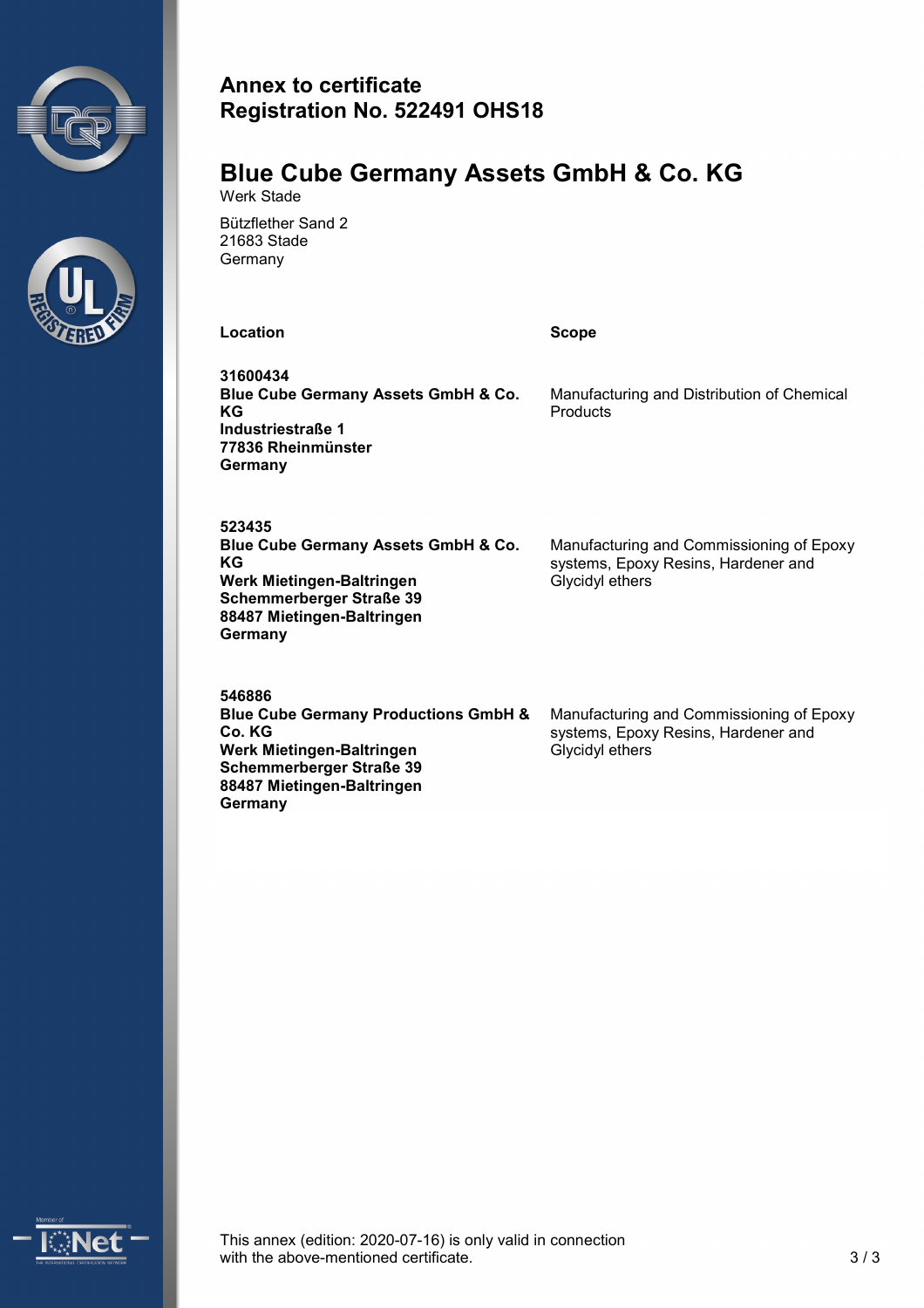# Annex to certificate
# Registration No. 522491 OHS18

## Blue Cube Germany Assets GmbH & Co. KG

Werk Stade

Bützflether Sand 2
21683 Stade
Germany

| Location | Scope |
|---|---|
| **31600434**<br>**Blue Cube Germany Assets GmbH & Co. KG**<br>**Industriestraße 1**<br>**77836 Rheinmünster**<br>**Germany** | Manufacturing and Distribution of Chemical Products |
| **523435**<br>**Blue Cube Germany Assets GmbH & Co. KG**<br>**Werk Mietingen-Baltringen**<br>**Schemmerberger Straße 39**<br>**88487 Mietingen-Baltringen**<br>**Germany** | Manufacturing and Commissioning of Epoxy systems, Epoxy Resins, Hardener and Glycidyl ethers |
| **546886**<br>**Blue Cube Germany Productions GmbH & Co. KG**<br>**Werk Mietingen-Baltringen**<br>**Schemmerberger Straße 39**<br>**88487 Mietingen-Baltringen**<br>**Germany** | Manufacturing and Commissioning of Epoxy systems, Epoxy Resins, Hardener and Glycidyl ethers |

This annex (edition: 2020-07-16) is only valid in connection with the above-mentioned certificate.